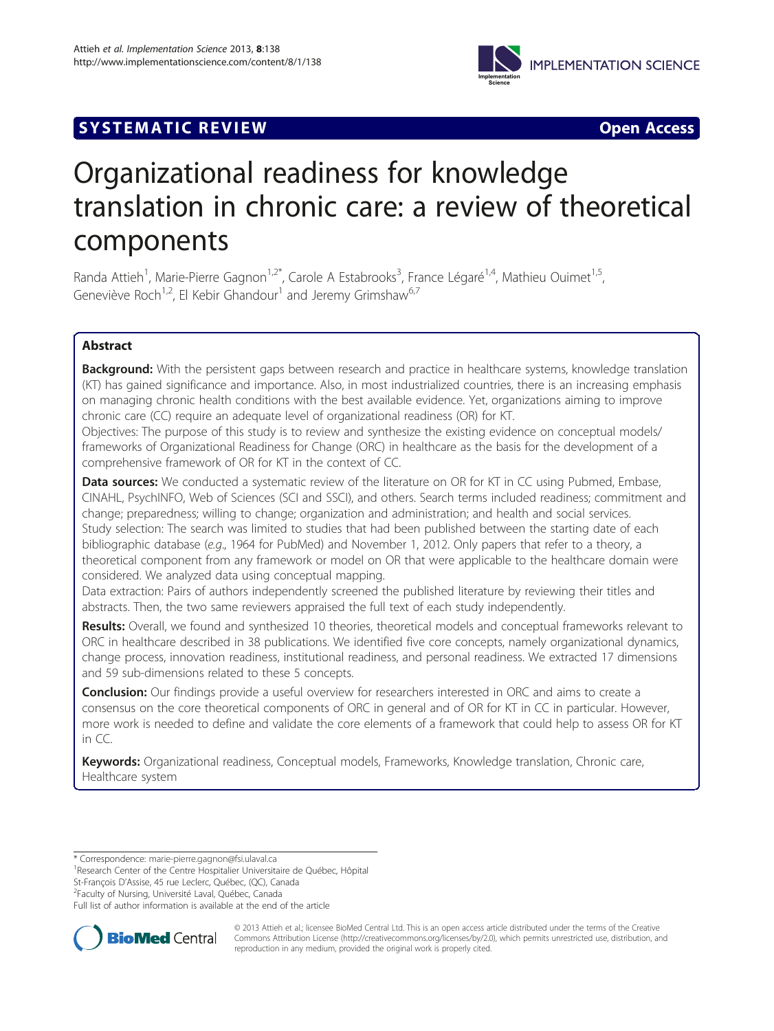SYSTEMATIC REVIEW **Open Access**

# Organizational readiness for knowledge translation in chronic care: a review of theoretical components

Randa Attieh[1], Marie-Pierre Gagnon[1,2*], Carole A Estabrooks[3], France Légaré[1,4], Mathieu Ouimet[1,5], Geneviève Roch[1,2], El Kebir Ghandour[1] and Jeremy Grimshaw[6,7]

## Abstract

**Background:** With the persistent gaps between research and practice in healthcare systems, knowledge translation (KT) has gained significance and importance. Also, in most industrialized countries, there is an increasing emphasis on managing chronic health conditions with the best available evidence. Yet, organizations aiming to improve chronic care (CC) require an adequate level of organizational readiness (OR) for KT.

Objectives: The purpose of this study is to review and synthesize the existing evidence on conceptual models/frameworks of Organizational Readiness for Change (ORC) in healthcare as the basis for the development of a comprehensive framework of OR for KT in the context of CC.

**Data sources:** We conducted a systematic review of the literature on OR for KT in CC using Pubmed, Embase, CINAHL, PsychINFO, Web of Sciences (SCI and SSCI), and others. Search terms included readiness; commitment and change; preparedness; willing to change; organization and administration; and health and social services.

Study selection: The search was limited to studies that had been published between the starting date of each bibliographic database (*e.g.*, 1964 for PubMed) and November 1, 2012. Only papers that refer to a theory, a theoretical component from any framework or model on OR that were applicable to the healthcare domain were considered. We analyzed data using conceptual mapping.

Data extraction: Pairs of authors independently screened the published literature by reviewing their titles and abstracts. Then, the two same reviewers appraised the full text of each study independently.

**Results:** Overall, we found and synthesized 10 theories, theoretical models and conceptual frameworks relevant to ORC in healthcare described in 38 publications. We identified five core concepts, namely organizational dynamics, change process, innovation readiness, institutional readiness, and personal readiness. We extracted 17 dimensions and 59 sub-dimensions related to these 5 concepts.

**Conclusion:** Our findings provide a useful overview for researchers interested in ORC and aims to create a consensus on the core theoretical components of ORC in general and of OR for KT in CC in particular. However, more work is needed to define and validate the core elements of a framework that could help to assess OR for KT in CC.

**Keywords:** Organizational readiness, Conceptual models, Frameworks, Knowledge translation, Chronic care, Healthcare system

---

\* Correspondence: marie-pierre.gagnon@fsi.ulaval.ca
[1]Research Center of the Centre Hospitalier Universitaire de Québec, Hôpital St-François D'Assise, 45 rue Leclerc, Québec, (QC), Canada
[2]Faculty of Nursing, Université Laval, Québec, Canada
Full list of author information is available at the end of the article

© 2013 Attieh et al.; licensee BioMed Central Ltd. This is an open access article distributed under the terms of the Creative Commons Attribution License (http://creativecommons.org/licenses/by/2.0), which permits unrestricted use, distribution, and reproduction in any medium, provided the original work is properly cited.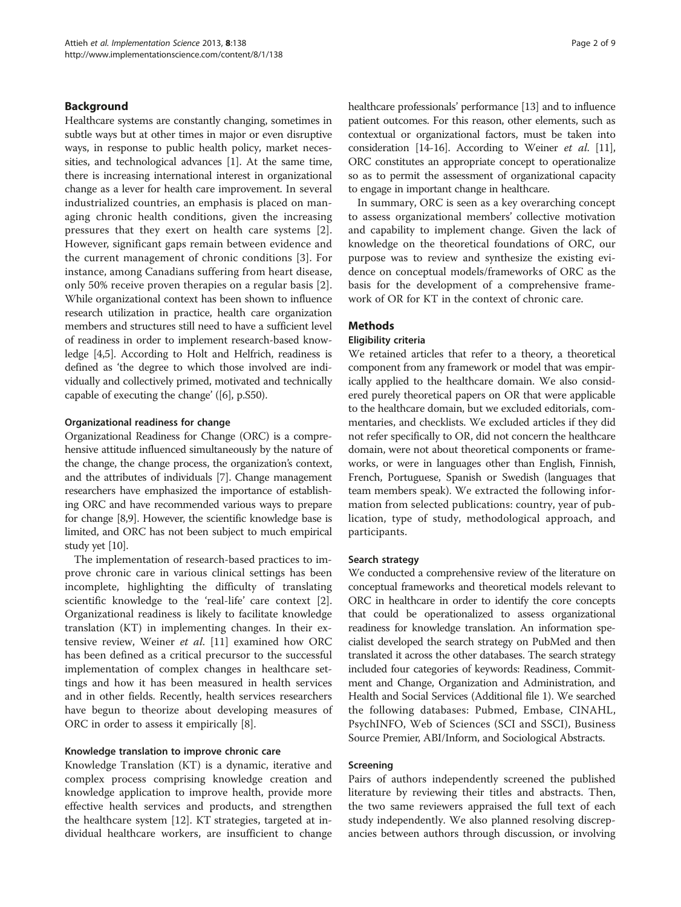## Background

Healthcare systems are constantly changing, sometimes in subtle ways but at other times in major or even disruptive ways, in response to public health policy, market necessities, and technological advances [1]. At the same time, there is increasing international interest in organizational change as a lever for health care improvement. In several industrialized countries, an emphasis is placed on managing chronic health conditions, given the increasing pressures that they exert on health care systems [2]. However, significant gaps remain between evidence and the current management of chronic conditions [3]. For instance, among Canadians suffering from heart disease, only 50% receive proven therapies on a regular basis [2]. While organizational context has been shown to influence research utilization in practice, health care organization members and structures still need to have a sufficient level of readiness in order to implement research-based knowledge [4,5]. According to Holt and Helfrich, readiness is defined as 'the degree to which those involved are individually and collectively primed, motivated and technically capable of executing the change' ([6], p.S50).

### Organizational readiness for change

Organizational Readiness for Change (ORC) is a comprehensive attitude influenced simultaneously by the nature of the change, the change process, the organization's context, and the attributes of individuals [7]. Change management researchers have emphasized the importance of establishing ORC and have recommended various ways to prepare for change [8,9]. However, the scientific knowledge base is limited, and ORC has not been subject to much empirical study yet [10].

The implementation of research-based practices to improve chronic care in various clinical settings has been incomplete, highlighting the difficulty of translating scientific knowledge to the 'real-life' care context [2]. Organizational readiness is likely to facilitate knowledge translation (KT) in implementing changes. In their extensive review, Weiner *et al*. [11] examined how ORC has been defined as a critical precursor to the successful implementation of complex changes in healthcare settings and how it has been measured in health services and in other fields. Recently, health services researchers have begun to theorize about developing measures of ORC in order to assess it empirically [8].

### Knowledge translation to improve chronic care

Knowledge Translation (KT) is a dynamic, iterative and complex process comprising knowledge creation and knowledge application to improve health, provide more effective health services and products, and strengthen the healthcare system [12]. KT strategies, targeted at individual healthcare workers, are insufficient to change healthcare professionals' performance [13] and to influence patient outcomes. For this reason, other elements, such as contextual or organizational factors, must be taken into consideration [14-16]. According to Weiner *et al*. [11], ORC constitutes an appropriate concept to operationalize so as to permit the assessment of organizational capacity to engage in important change in healthcare.

In summary, ORC is seen as a key overarching concept to assess organizational members' collective motivation and capability to implement change. Given the lack of knowledge on the theoretical foundations of ORC, our purpose was to review and synthesize the existing evidence on conceptual models/frameworks of ORC as the basis for the development of a comprehensive framework of OR for KT in the context of chronic care.

## Methods

### Eligibility criteria

We retained articles that refer to a theory, a theoretical component from any framework or model that was empirically applied to the healthcare domain. We also considered purely theoretical papers on OR that were applicable to the healthcare domain, but we excluded editorials, commentaries, and checklists. We excluded articles if they did not refer specifically to OR, did not concern the healthcare domain, were not about theoretical components or frameworks, or were in languages other than English, Finnish, French, Portuguese, Spanish or Swedish (languages that team members speak). We extracted the following information from selected publications: country, year of publication, type of study, methodological approach, and participants.

### Search strategy

We conducted a comprehensive review of the literature on conceptual frameworks and theoretical models relevant to ORC in healthcare in order to identify the core concepts that could be operationalized to assess organizational readiness for knowledge translation. An information specialist developed the search strategy on PubMed and then translated it across the other databases. The search strategy included four categories of keywords: Readiness, Commitment and Change, Organization and Administration, and Health and Social Services (Additional file 1). We searched the following databases: Pubmed, Embase, CINAHL, PsychINFO, Web of Sciences (SCI and SSCI), Business Source Premier, ABI/Inform, and Sociological Abstracts.

### Screening

Pairs of authors independently screened the published literature by reviewing their titles and abstracts. Then, the two same reviewers appraised the full text of each study independently. We also planned resolving discrepancies between authors through discussion, or involving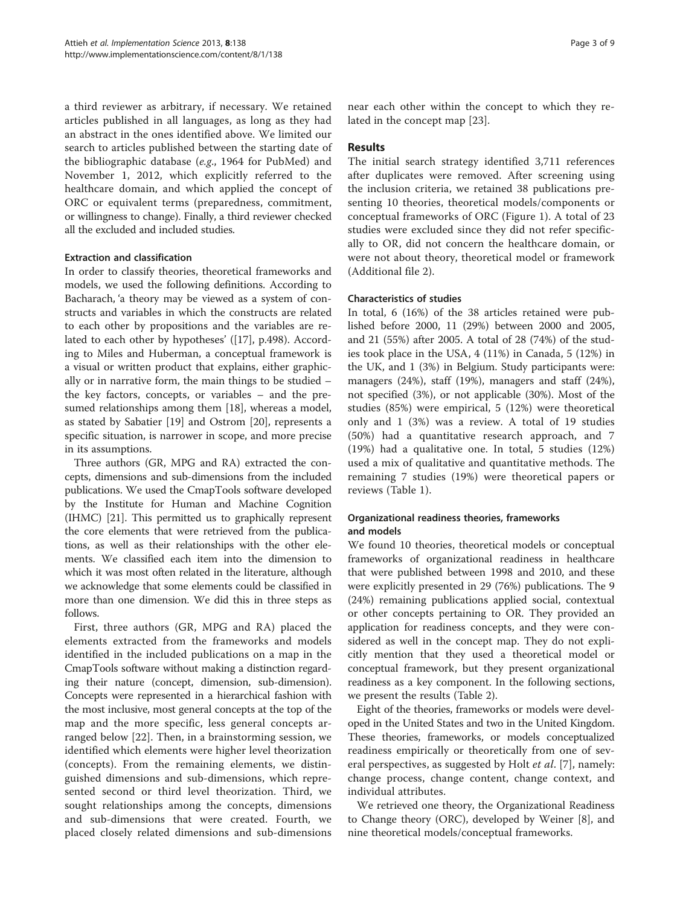a third reviewer as arbitrary, if necessary. We retained articles published in all languages, as long as they had an abstract in the ones identified above. We limited our search to articles published between the starting date of the bibliographic database (*e.g.*, 1964 for PubMed) and November 1, 2012, which explicitly referred to the healthcare domain, and which applied the concept of ORC or equivalent terms (preparedness, commitment, or willingness to change). Finally, a third reviewer checked all the excluded and included studies.

### Extraction and classification

In order to classify theories, theoretical frameworks and models, we used the following definitions. According to Bacharach, 'a theory may be viewed as a system of constructs and variables in which the constructs are related to each other by propositions and the variables are related to each other by hypotheses' ([17], p.498). According to Miles and Huberman, a conceptual framework is a visual or written product that explains, either graphically or in narrative form, the main things to be studied – the key factors, concepts, or variables – and the presumed relationships among them [18], whereas a model, as stated by Sabatier [19] and Ostrom [20], represents a specific situation, is narrower in scope, and more precise in its assumptions.

Three authors (GR, MPG and RA) extracted the concepts, dimensions and sub-dimensions from the included publications. We used the CmapTools software developed by the Institute for Human and Machine Cognition (IHMC) [21]. This permitted us to graphically represent the core elements that were retrieved from the publications, as well as their relationships with the other elements. We classified each item into the dimension to which it was most often related in the literature, although we acknowledge that some elements could be classified in more than one dimension. We did this in three steps as follows.

First, three authors (GR, MPG and RA) placed the elements extracted from the frameworks and models identified in the included publications on a map in the CmapTools software without making a distinction regarding their nature (concept, dimension, sub-dimension). Concepts were represented in a hierarchical fashion with the most inclusive, most general concepts at the top of the map and the more specific, less general concepts arranged below [22]. Then, in a brainstorming session, we identified which elements were higher level theorization (concepts). From the remaining elements, we distinguished dimensions and sub-dimensions, which represented second or third level theorization. Third, we sought relationships among the concepts, dimensions and sub-dimensions that were created. Fourth, we placed closely related dimensions and sub-dimensions near each other within the concept to which they related in the concept map [23].

## Results

The initial search strategy identified 3,711 references after duplicates were removed. After screening using the inclusion criteria, we retained 38 publications presenting 10 theories, theoretical models/components or conceptual frameworks of ORC (Figure 1). A total of 23 studies were excluded since they did not refer specifically to OR, did not concern the healthcare domain, or were not about theory, theoretical model or framework (Additional file 2).

### Characteristics of studies

In total, 6 (16%) of the 38 articles retained were published before 2000, 11 (29%) between 2000 and 2005, and 21 (55%) after 2005. A total of 28 (74%) of the studies took place in the USA, 4 (11%) in Canada, 5 (12%) in the UK, and 1 (3%) in Belgium. Study participants were: managers (24%), staff (19%), managers and staff (24%), not specified (3%), or not applicable (30%). Most of the studies (85%) were empirical, 5 (12%) were theoretical only and 1 (3%) was a review. A total of 19 studies (50%) had a quantitative research approach, and 7 (19%) had a qualitative one. In total, 5 studies (12%) used a mix of qualitative and quantitative methods. The remaining 7 studies (19%) were theoretical papers or reviews (Table 1).

### Organizational readiness theories, frameworks and models

We found 10 theories, theoretical models or conceptual frameworks of organizational readiness in healthcare that were published between 1998 and 2010, and these were explicitly presented in 29 (76%) publications. The 9 (24%) remaining publications applied social, contextual or other concepts pertaining to OR. They provided an application for readiness concepts, and they were considered as well in the concept map. They do not explicitly mention that they used a theoretical model or conceptual framework, but they present organizational readiness as a key component. In the following sections, we present the results (Table 2).

Eight of the theories, frameworks or models were developed in the United States and two in the United Kingdom. These theories, frameworks, or models conceptualized readiness empirically or theoretically from one of several perspectives, as suggested by Holt *et al*. [7], namely: change process, change content, change context, and individual attributes.

We retrieved one theory, the Organizational Readiness to Change theory (ORC), developed by Weiner [8], and nine theoretical models/conceptual frameworks.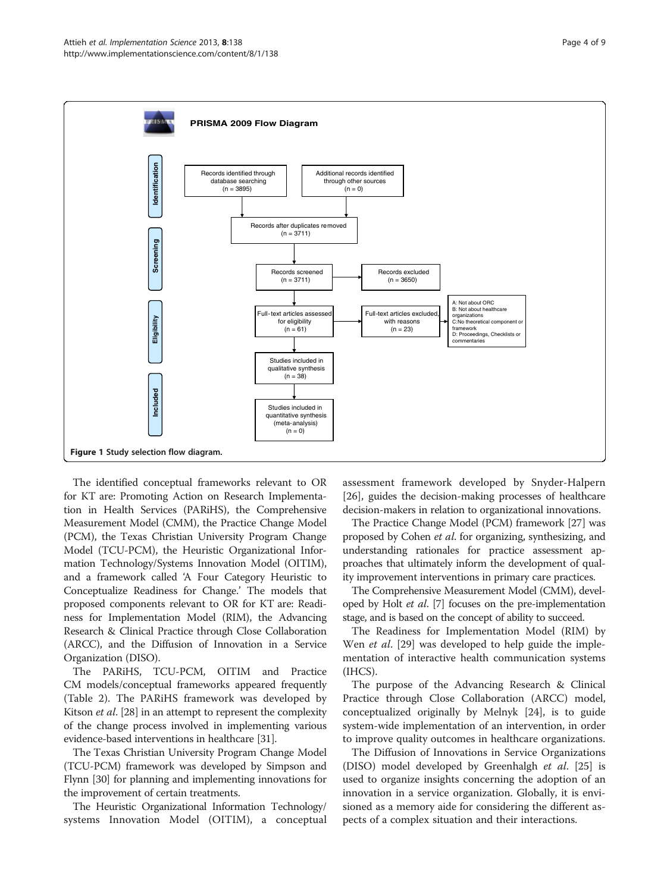**PRISMA 2009 Flow Diagram**

**Identification**
- Records identified through database searching (n = 3895)
- Additional records identified through other sources (n = 0)

**Screening**
- Records after duplicates removed (n = 3711)
- Records screened (n = 3711)
- Records excluded (n = 3650)

**Eligibility**
- Full-text articles assessed for eligibility (n = 61)
- Full-text articles excluded, with reasons (n = 23)
  - A: Not about ORC
  - B: Not about healthcare organizations
  - C: No theoretical component or framework
  - D: Proceedings, Checklists or commentaries

**Included**
- Studies included in qualitative synthesis (n = 38)
- Studies included in quantitative synthesis (meta-analysis) (n = 0)

**Figure 1** Study selection flow diagram.

The identified conceptual frameworks relevant to OR for KT are: Promoting Action on Research Implementation in Health Services (PARiHS), the Comprehensive Measurement Model (CMM), the Practice Change Model (PCM), the Texas Christian University Program Change Model (TCU-PCM), the Heuristic Organizational Information Technology/Systems Innovation Model (OITIM), and a framework called 'A Four Category Heuristic to Conceptualize Readiness for Change.' The models that proposed components relevant to OR for KT are: Readiness for Implementation Model (RIM), the Advancing Research & Clinical Practice through Close Collaboration (ARCC), and the Diffusion of Innovation in a Service Organization (DISO).

The PARiHS, TCU-PCM, OITIM and Practice CM models/conceptual frameworks appeared frequently (Table 2). The PARiHS framework was developed by Kitson *et al*. [28] in an attempt to represent the complexity of the change process involved in implementing various evidence-based interventions in healthcare [31].

The Texas Christian University Program Change Model (TCU-PCM) framework was developed by Simpson and Flynn [30] for planning and implementing innovations for the improvement of certain treatments.

The Heuristic Organizational Information Technology/systems Innovation Model (OITIM), a conceptual assessment framework developed by Snyder-Halpern [26], guides the decision-making processes of healthcare decision-makers in relation to organizational innovations.

The Practice Change Model (PCM) framework [27] was proposed by Cohen *et al*. for organizing, synthesizing, and understanding rationales for practice assessment approaches that ultimately inform the development of quality improvement interventions in primary care practices.

The Comprehensive Measurement Model (CMM), developed by Holt *et al*. [7] focuses on the pre-implementation stage, and is based on the concept of ability to succeed.

The Readiness for Implementation Model (RIM) by Wen *et al*. [29] was developed to help guide the implementation of interactive health communication systems (IHCS).

The purpose of the Advancing Research & Clinical Practice through Close Collaboration (ARCC) model, conceptualized originally by Melnyk [24], is to guide system-wide implementation of an intervention, in order to improve quality outcomes in healthcare organizations.

The Diffusion of Innovations in Service Organizations (DISO) model developed by Greenhalgh *et al*. [25] is used to organize insights concerning the adoption of an innovation in a service organization. Globally, it is envisioned as a memory aide for considering the different aspects of a complex situation and their interactions.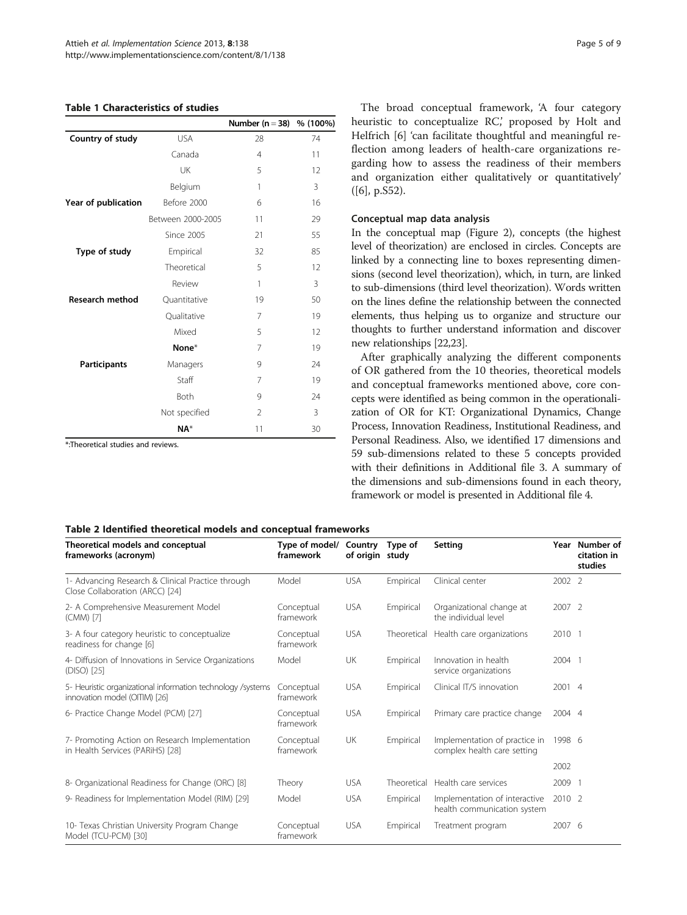**Table 1 Characteristics of studies**

| | | Number (n = 38) | % (100%) |
|---|---|---|---|
| **Country of study** | USA | 28 | 74 |
| | Canada | 4 | 11 |
| | UK | 5 | 12 |
| | Belgium | 1 | 3 |
| **Year of publication** | Before 2000 | 6 | 16 |
| | Between 2000-2005 | 11 | 29 |
| | Since 2005 | 21 | 55 |
| **Type of study** | Empirical | 32 | 85 |
| | Theoretical | 5 | 12 |
| | Review | 1 | 3 |
| **Research method** | Quantitative | 19 | 50 |
| | Qualitative | 7 | 19 |
| | Mixed | 5 | 12 |
| | **None*** | 7 | 19 |
| **Participants** | Managers | 9 | 24 |
| | Staff | 7 | 19 |
| | Both | 9 | 24 |
| | Not specified | 2 | 3 |
| | **NA*** | 11 | 30 |

*:Theoretical studies and reviews.

The broad conceptual framework, 'A four category heuristic to conceptualize RC,' proposed by Holt and Helfrich [6] 'can facilitate thoughtful and meaningful reflection among leaders of health-care organizations regarding how to assess the readiness of their members and organization either qualitatively or quantitatively' ([6], p.S52).

### Conceptual map data analysis

In the conceptual map (Figure 2), concepts (the highest level of theorization) are enclosed in circles. Concepts are linked by a connecting line to boxes representing dimensions (second level theorization), which, in turn, are linked to sub-dimensions (third level theorization). Words written on the lines define the relationship between the connected elements, thus helping us to organize and structure our thoughts to further understand information and discover new relationships [22,23].

After graphically analyzing the different components of OR gathered from the 10 theories, theoretical models and conceptual frameworks mentioned above, core concepts were identified as being common in the operationalization of OR for KT: Organizational Dynamics, Change Process, Innovation Readiness, Institutional Readiness, and Personal Readiness. Also, we identified 17 dimensions and 59 sub-dimensions related to these 5 concepts provided with their definitions in Additional file 3. A summary of the dimensions and sub-dimensions found in each theory, framework or model is presented in Additional file 4.

**Table 2 Identified theoretical models and conceptual frameworks**

| Theoretical models and conceptual frameworks (acronym) | Type of model/ framework | Country of origin | Type of study | Setting | Year | Number of citation in studies |
|---|---|---|---|---|---|---|
| 1- Advancing Research & Clinical Practice through Close Collaboration (ARCC) [24] | Model | USA | Empirical | Clinical center | 2002 | 2 |
| 2- A Comprehensive Measurement Model (CMM) [7] | Conceptual framework | USA | Empirical | Organizational change at the individual level | 2007 | 2 |
| 3- A four category heuristic to conceptualize readiness for change [6] | Conceptual framework | USA | Theoretical | Health care organizations | 2010 | 1 |
| 4- Diffusion of Innovations in Service Organizations (DISO) [25] | Model | UK | Empirical | Innovation in health service organizations | 2004 | 1 |
| 5- Heuristic organizational information technology /systems innovation model (OITIM) [26] | Conceptual framework | USA | Empirical | Clinical IT/S innovation | 2001 | 4 |
| 6- Practice Change Model (PCM) [27] | Conceptual framework | USA | Empirical | Primary care practice change | 2004 | 4 |
| 7- Promoting Action on Research Implementation in Health Services (PARiHS) [28] | Conceptual framework | UK | Empirical | Implementation of practice in complex health care setting | 1998 2002 | 6 |
| 8- Organizational Readiness for Change (ORC) [8] | Theory | USA | Theoretical | Health care services | 2009 | 1 |
| 9- Readiness for Implementation Model (RIM) [29] | Model | USA | Empirical | Implementation of interactive health communication system | 2010 | 2 |
| 10- Texas Christian University Program Change Model (TCU-PCM) [30] | Conceptual framework | USA | Empirical | Treatment program | 2007 | 6 |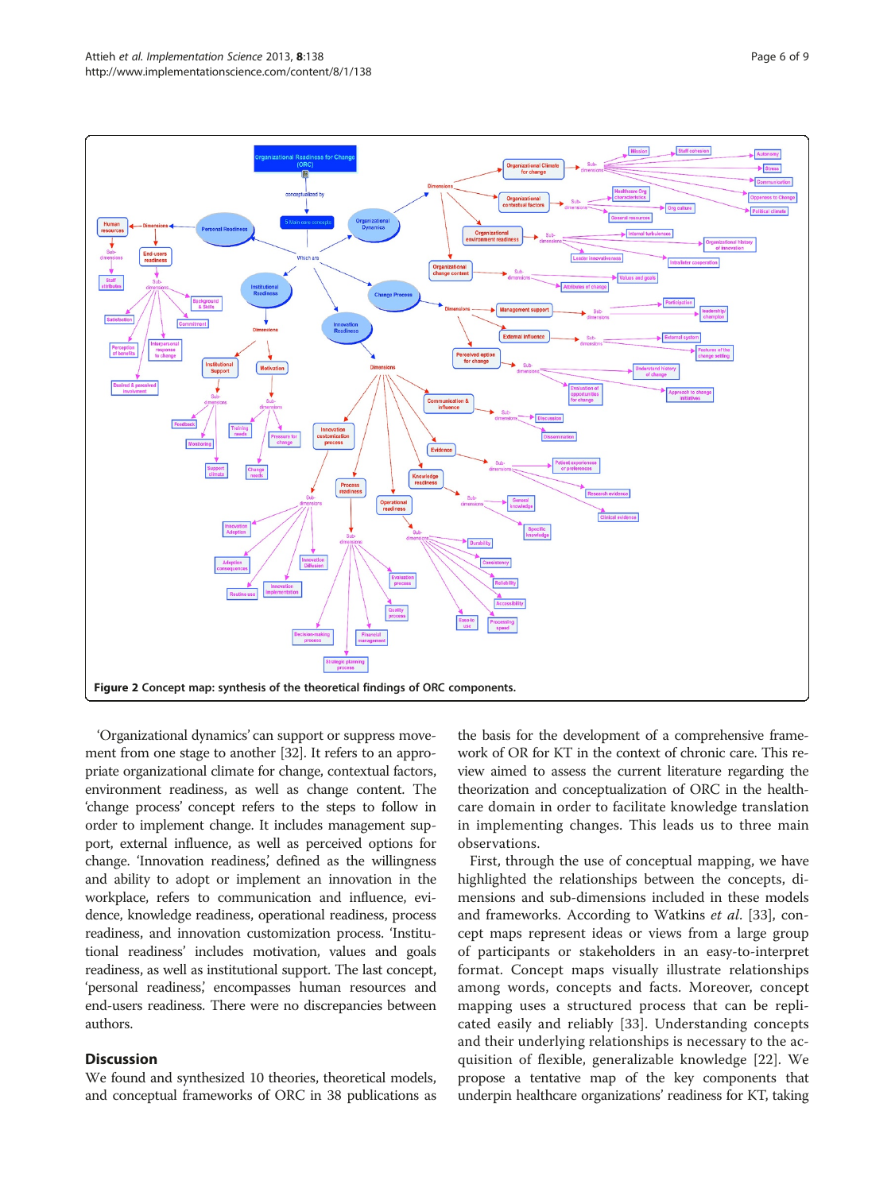Figure 2 Concept map: synthesis of the theoretical findings of ORC components.

'Organizational dynamics' can support or suppress movement from one stage to another [32]. It refers to an appropriate organizational climate for change, contextual factors, environment readiness, as well as change content. The 'change process' concept refers to the steps to follow in order to implement change. It includes management support, external influence, as well as perceived options for change. 'Innovation readiness,' defined as the willingness and ability to adopt or implement an innovation in the workplace, refers to communication and influence, evidence, knowledge readiness, operational readiness, process readiness, and innovation customization process. 'Institutional readiness' includes motivation, values and goals readiness, as well as institutional support. The last concept, 'personal readiness,' encompasses human resources and end-users readiness. There were no discrepancies between authors.

## Discussion

We found and synthesized 10 theories, theoretical models, and conceptual frameworks of ORC in 38 publications as the basis for the development of a comprehensive framework of OR for KT in the context of chronic care. This review aimed to assess the current literature regarding the theorization and conceptualization of ORC in the healthcare domain in order to facilitate knowledge translation in implementing changes. This leads us to three main observations.

First, through the use of conceptual mapping, we have highlighted the relationships between the concepts, dimensions and sub-dimensions included in these models and frameworks. According to Watkins *et al.* [33], concept maps represent ideas or views from a large group of participants or stakeholders in an easy-to-interpret format. Concept maps visually illustrate relationships among words, concepts and facts. Moreover, concept mapping uses a structured process that can be replicated easily and reliably [33]. Understanding concepts and their underlying relationships is necessary to the acquisition of flexible, generalizable knowledge [22]. We propose a tentative map of the key components that underpin healthcare organizations' readiness for KT, taking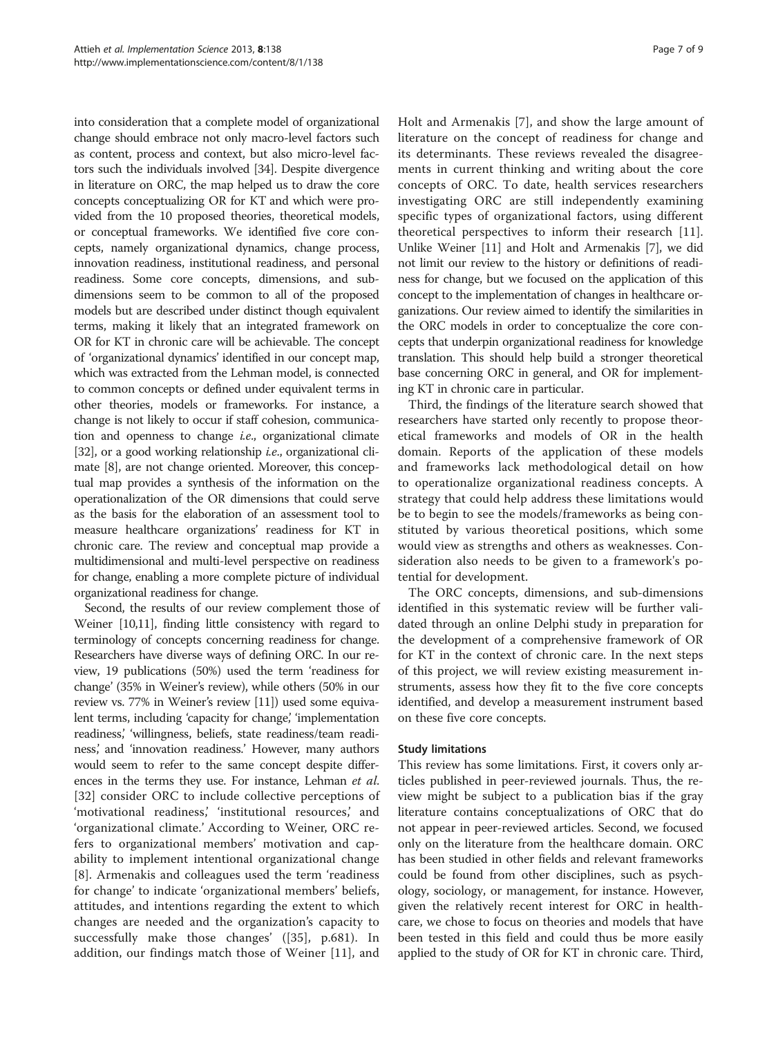into consideration that a complete model of organizational change should embrace not only macro-level factors such as content, process and context, but also micro-level factors such the individuals involved [34]. Despite divergence in literature on ORC, the map helped us to draw the core concepts conceptualizing OR for KT and which were provided from the 10 proposed theories, theoretical models, or conceptual frameworks. We identified five core concepts, namely organizational dynamics, change process, innovation readiness, institutional readiness, and personal readiness. Some core concepts, dimensions, and sub-dimensions seem to be common to all of the proposed models but are described under distinct though equivalent terms, making it likely that an integrated framework on OR for KT in chronic care will be achievable. The concept of 'organizational dynamics' identified in our concept map, which was extracted from the Lehman model, is connected to common concepts or defined under equivalent terms in other theories, models or frameworks. For instance, a change is not likely to occur if staff cohesion, communication and openness to change *i.e.*, organizational climate [32], or a good working relationship *i.e.*, organizational climate [8], are not change oriented. Moreover, this conceptual map provides a synthesis of the information on the operationalization of the OR dimensions that could serve as the basis for the elaboration of an assessment tool to measure healthcare organizations' readiness for KT in chronic care. The review and conceptual map provide a multidimensional and multi-level perspective on readiness for change, enabling a more complete picture of individual organizational readiness for change.

Second, the results of our review complement those of Weiner [10,11], finding little consistency with regard to terminology of concepts concerning readiness for change. Researchers have diverse ways of defining ORC. In our review, 19 publications (50%) used the term 'readiness for change' (35% in Weiner's review), while others (50% in our review vs. 77% in Weiner's review [11]) used some equivalent terms, including 'capacity for change,' 'implementation readiness,' 'willingness, beliefs, state readiness/team readiness,' and 'innovation readiness.' However, many authors would seem to refer to the same concept despite differences in the terms they use. For instance, Lehman *et al.* [32] consider ORC to include collective perceptions of 'motivational readiness,' 'institutional resources,' and 'organizational climate.' According to Weiner, ORC refers to organizational members' motivation and capability to implement intentional organizational change [8]. Armenakis and colleagues used the term 'readiness for change' to indicate 'organizational members' beliefs, attitudes, and intentions regarding the extent to which changes are needed and the organization's capacity to successfully make those changes' ([35], p.681). In addition, our findings match those of Weiner [11], and Holt and Armenakis [7], and show the large amount of literature on the concept of readiness for change and its determinants. These reviews revealed the disagreements in current thinking and writing about the core concepts of ORC. To date, health services researchers investigating ORC are still independently examining specific types of organizational factors, using different theoretical perspectives to inform their research [11]. Unlike Weiner [11] and Holt and Armenakis [7], we did not limit our review to the history or definitions of readiness for change, but we focused on the application of this concept to the implementation of changes in healthcare organizations. Our review aimed to identify the similarities in the ORC models in order to conceptualize the core concepts that underpin organizational readiness for knowledge translation. This should help build a stronger theoretical base concerning ORC in general, and OR for implementing KT in chronic care in particular.

Third, the findings of the literature search showed that researchers have started only recently to propose theoretical frameworks and models of OR in the health domain. Reports of the application of these models and frameworks lack methodological detail on how to operationalize organizational readiness concepts. A strategy that could help address these limitations would be to begin to see the models/frameworks as being constituted by various theoretical positions, which some would view as strengths and others as weaknesses. Consideration also needs to be given to a framework's potential for development.

The ORC concepts, dimensions, and sub-dimensions identified in this systematic review will be further validated through an online Delphi study in preparation for the development of a comprehensive framework of OR for KT in the context of chronic care. In the next steps of this project, we will review existing measurement instruments, assess how they fit to the five core concepts identified, and develop a measurement instrument based on these five core concepts.

### Study limitations

This review has some limitations. First, it covers only articles published in peer-reviewed journals. Thus, the review might be subject to a publication bias if the gray literature contains conceptualizations of ORC that do not appear in peer-reviewed articles. Second, we focused only on the literature from the healthcare domain. ORC has been studied in other fields and relevant frameworks could be found from other disciplines, such as psychology, sociology, or management, for instance. However, given the relatively recent interest for ORC in healthcare, we chose to focus on theories and models that have been tested in this field and could thus be more easily applied to the study of OR for KT in chronic care. Third,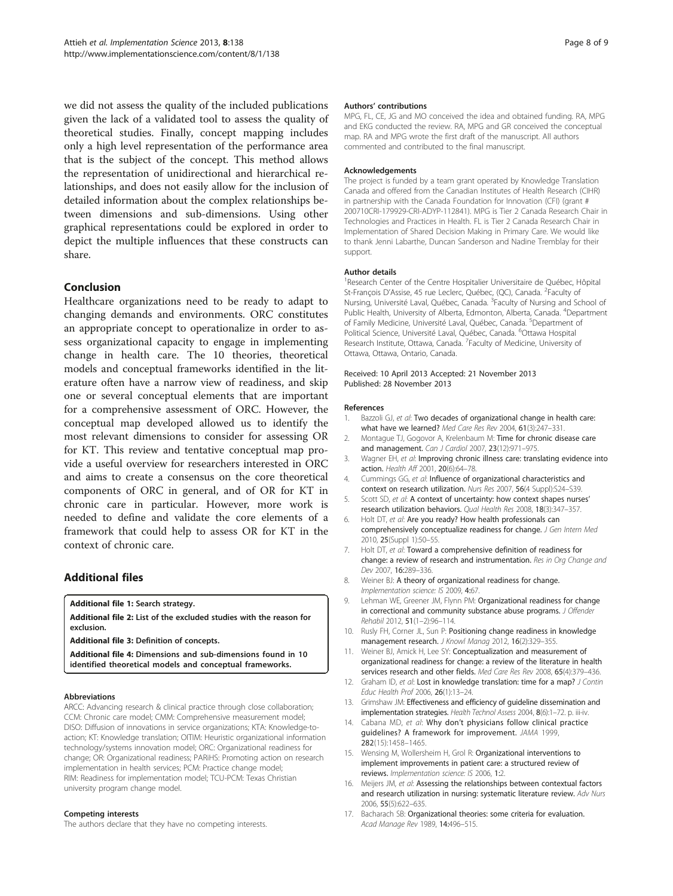we did not assess the quality of the included publications given the lack of a validated tool to assess the quality of theoretical studies. Finally, concept mapping includes only a high level representation of the performance area that is the subject of the concept. This method allows the representation of unidirectional and hierarchical relationships, and does not easily allow for the inclusion of detailed information about the complex relationships between dimensions and sub-dimensions. Using other graphical representations could be explored in order to depict the multiple influences that these constructs can share.

## Conclusion

Healthcare organizations need to be ready to adapt to changing demands and environments. ORC constitutes an appropriate concept to operationalize in order to assess organizational capacity to engage in implementing change in health care. The 10 theories, theoretical models and conceptual frameworks identified in the literature often have a narrow view of readiness, and skip one or several conceptual elements that are important for a comprehensive assessment of ORC. However, the conceptual map developed allowed us to identify the most relevant dimensions to consider for assessing OR for KT. This review and tentative conceptual map provide a useful overview for researchers interested in ORC and aims to create a consensus on the core theoretical components of ORC in general, and of OR for KT in chronic care in particular. However, more work is needed to define and validate the core elements of a framework that could help to assess OR for KT in the context of chronic care.

## Additional files

**Additional file 1: Search strategy.**

**Additional file 2: List of the excluded studies with the reason for exclusion.**

**Additional file 3: Definition of concepts.**

**Additional file 4: Dimensions and sub-dimensions found in 10 identified theoretical models and conceptual frameworks.**

#### Abbreviations

ARCC: Advancing research & clinical practice through close collaboration; CCM: Chronic care model; CMM: Comprehensive measurement model; DISO: Diffusion of innovations in service organizations; KTA: Knowledge-to-action; KT: Knowledge translation; OITIM: Heuristic organizational information technology/systems innovation model; ORC: Organizational readiness for change; OR: Organizational readiness; PARiHS: Promoting action on research implementation in health services; PCM: Practice change model; RIM: Readiness for implementation model; TCU-PCM: Texas Christian university program change model.

#### Competing interests

The authors declare that they have no competing interests.

#### Authors' contributions

MPG, FL, CE, JG and MO conceived the idea and obtained funding. RA, MPG and EKG conducted the review. RA, MPG and GR conceived the conceptual map. RA and MPG wrote the first draft of the manuscript. All authors commented and contributed to the final manuscript.

#### Acknowledgements

The project is funded by a team grant operated by Knowledge Translation Canada and offered from the Canadian Institutes of Health Research (CIHR) in partnership with the Canada Foundation for Innovation (CFI) (grant # 200710CRI-179929-CRI-ADYP-112841). MPG is Tier 2 Canada Research Chair in Technologies and Practices in Health. FL is Tier 2 Canada Research Chair in Implementation of Shared Decision Making in Primary Care. We would like to thank Jenni Labarthe, Duncan Sanderson and Nadine Tremblay for their support.

#### Author details

[1]Research Center of the Centre Hospitalier Universitaire de Québec, Hôpital St-François D'Assise, 45 rue Leclerc, Québec, (QC), Canada. [2]Faculty of Nursing, Université Laval, Québec, Canada. [3]Faculty of Nursing and School of Public Health, University of Alberta, Edmonton, Alberta, Canada. [4]Department of Family Medicine, Université Laval, Québec, Canada. [5]Department of Political Science, Université Laval, Québec, Canada. [6]Ottawa Hospital Research Institute, Ottawa, Canada. [7]Faculty of Medicine, University of Ottawa, Ottawa, Ontario, Canada.

Received: 10 April 2013 Accepted: 21 November 2013
Published: 28 November 2013

#### References

1. Bazzoli GJ, *et al*: **Two decades of organizational change in health care: what have we learned?** *Med Care Res Rev* 2004, **61**(3):247–331.
2. Montague TJ, Gogovor A, Krelenbaum M: **Time for chronic disease care and management.** *Can J Cardiol* 2007, **23**(12):971–975.
3. Wagner EH, *et al*: **Improving chronic illness care: translating evidence into action.** *Health Aff* 2001, **20**(6):64–78.
4. Cummings GG, *et al*: **Influence of organizational characteristics and context on research utilization.** *Nurs Res* 2007, **56**(4 Suppl):S24–S39.
5. Scott SD, *et al*: **A context of uncertainty: how context shapes nurses' research utilization behaviors.** *Qual Health Res* 2008, **18**(3):347–357.
6. Holt DT, *et al*: **Are you ready? How health professionals can comprehensively conceptualize readiness for change.** *J Gen Intern Med* 2010, **25**(Suppl 1):50–55.
7. Holt DT, *et al*: **Toward a comprehensive definition of readiness for change: a review of research and instrumentation.** *Res in Org Change and Dev* 2007, **16**:289–336.
8. Weiner BJ: **A theory of organizational readiness for change.** *Implementation science: IS* 2009, **4**:67.
9. Lehman WE, Greener JM, Flynn PM: **Organizational readiness for change in correctional and community substance abuse programs.** *J Offender Rehabil* 2012, **51**(1–2):96–114.
10. Rusly FH, Corner JL, Sun P: **Positioning change readiness in knowledge management research.** *J Knowl Manag* 2012, **16**(2):329–355.
11. Weiner BJ, Amick H, Lee SY: **Conceptualization and measurement of organizational readiness for change: a review of the literature in health services research and other fields.** *Med Care Res Rev* 2008, **65**(4):379–436.
12. Graham ID, *et al*: **Lost in knowledge translation: time for a map?** *J Contin Educ Health Prof* 2006, **26**(1):13–24.
13. Grimshaw JM: **Effectiveness and efficiency of guideline dissemination and implementation strategies.** *Health Technol Assess* 2004, **8**(6):1–72. p. iii-iv.
14. Cabana MD, *et al*: **Why don't physicians follow clinical practice guidelines? A framework for improvement.** *JAMA* 1999, **282**(15):1458–1465.
15. Wensing M, Wollersheim H, Grol R: **Organizational interventions to implement improvements in patient care: a structured review of reviews.** *Implementation science: IS* 2006, **1**:2.
16. Meijers JM, *et al*: **Assessing the relationships between contextual factors and research utilization in nursing: systematic literature review.** *Adv Nurs* 2006, **55**(5):622–635.
17. Bacharach SB: **Organizational theories: some criteria for evaluation.** *Acad Manage Rev* 1989, **14**:496–515.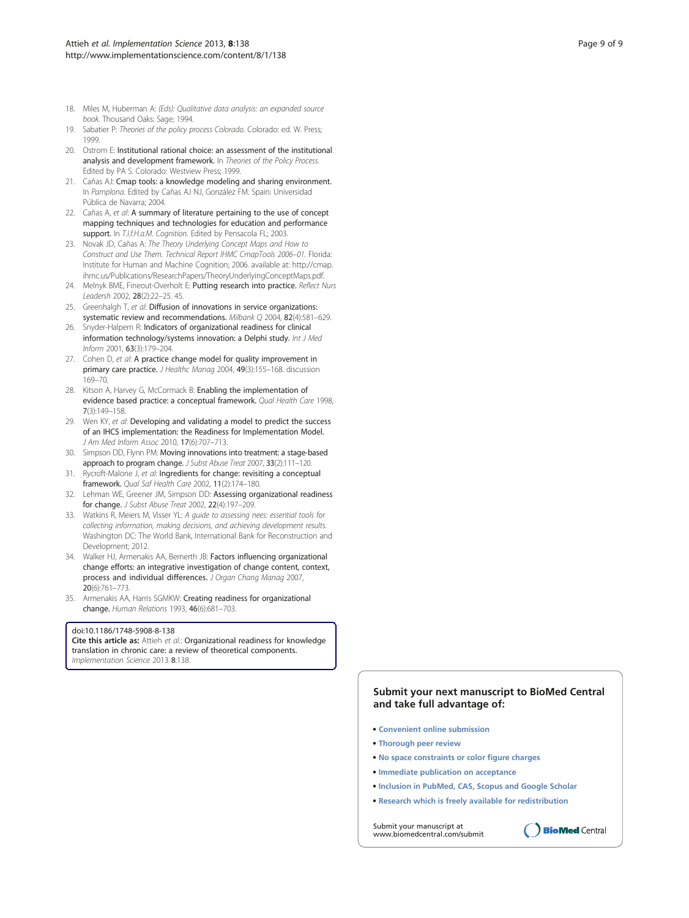18. Miles M, Huberman A: *(Eds): Qualitative data analysis: an expanded source book.* Thousand Oaks: Sage; 1994.
19. Sabatier P: *Theories of the policy process Colorado.* Colorado: ed. W. Press; 1999.
20. Ostrom E: **Institutional rational choice: an assessment of the institutional analysis and development framework.** In *Theories of the Policy Process.* Edited by PA S. Colorado: Westview Press; 1999.
21. Cañas AJ: **Cmap tools: a knowledge modeling and sharing environment.** In *Pamplona.* Edited by Cañas AJ NJ, González FM. Spain: Universidad Pública de Navarra; 2004.
22. Cañas A, *et al*: **A summary of literature pertaining to the use of concept mapping techniques and technologies for education and performance support.** In *T.I.f.H.a.M. Cognition.* Edited by Pensacola FL; 2003.
23. Novak JD, Cañas A: *The Theory Underlying Concept Maps and How to Construct and Use Them. Technical Report IHMC CmapTools 2006–01.* Florida: Institute for Human and Machine Cognition; 2006. available at: http://cmap.ihmc.us/Publications/ResearchPapers/TheoryUnderlyingConceptMaps.pdf.
24. Melnyk BME, Fineout-Overholt E: **Putting research into practice.** *Reflect Nurs Leadersh* 2002, **28**(2):22–25. 45.
25. Greenhalgh T, *et al*: **Diffusion of innovations in service organizations: systematic review and recommendations.** *Milbank Q* 2004, **82**(4):581–629.
26. Snyder-Halpern R: **Indicators of organizational readiness for clinical information technology/systems innovation: a Delphi study.** *Int J Med Inform* 2001, **63**(3):179–204.
27. Cohen D, *et al*: **A practice change model for quality improvement in primary care practice.** *J Healthc Manag* 2004, **49**(3):155–168. discussion 169–70.
28. Kitson A, Harvey G, McCormack B: **Enabling the implementation of evidence based practice: a conceptual framework.** *Qual Health Care* 1998, **7**(3):149–158.
29. Wen KY, *et al*: **Developing and validating a model to predict the success of an IHCS implementation: the Readiness for Implementation Model.** *J Am Med Inform Assoc* 2010, **17**(6):707–713.
30. Simpson DD, Flynn PM: **Moving innovations into treatment: a stage-based approach to program change.** *J Subst Abuse Treat* 2007, **33**(2):111–120.
31. Rycroft-Malone J, *et al*: **Ingredients for change: revisiting a conceptual framework.** *Qual Saf Health Care* 2002, **11**(2):174–180.
32. Lehman WE, Greener JM, Simpson DD: **Assessing organizational readiness for change.** *J Subst Abuse Treat* 2002, **22**(4):197–209.
33. Watkins R, Meiers M, Visser YL: *A guide to assessing nees: essential tools for collecting information, making decisions, and achieving development results.* Washington DC: The World Bank, International Bank for Reconstruction and Development; 2012.
34. Walker HJ, Armenakis AA, Bernerth JB: **Factors influencing organizational change efforts: an integrative investigation of change content, context, process and individual differences.** *J Organ Chang Manag* 2007, **20**(6):761–773.
35. Armenakis AA, Harris SGMKW: **Creating readiness for organizational change.** *Human Relations* 1993, **46**(6):681–703.

doi:10.1186/1748-5908-8-138

**Cite this article as:** Attieh *et al.*: Organizational readiness for knowledge translation in chronic care: a review of theoretical components. *Implementation Science* 2013 **8**:138.

**Submit your next manuscript to BioMed Central and take full advantage of:**

- **Convenient online submission**
- **Thorough peer review**
- **No space constraints or color figure charges**
- **Immediate publication on acceptance**
- **Inclusion in PubMed, CAS, Scopus and Google Scholar**
- **Research which is freely available for redistribution**

Submit your manuscript at
www.biomedcentral.com/submit

BioMed Central